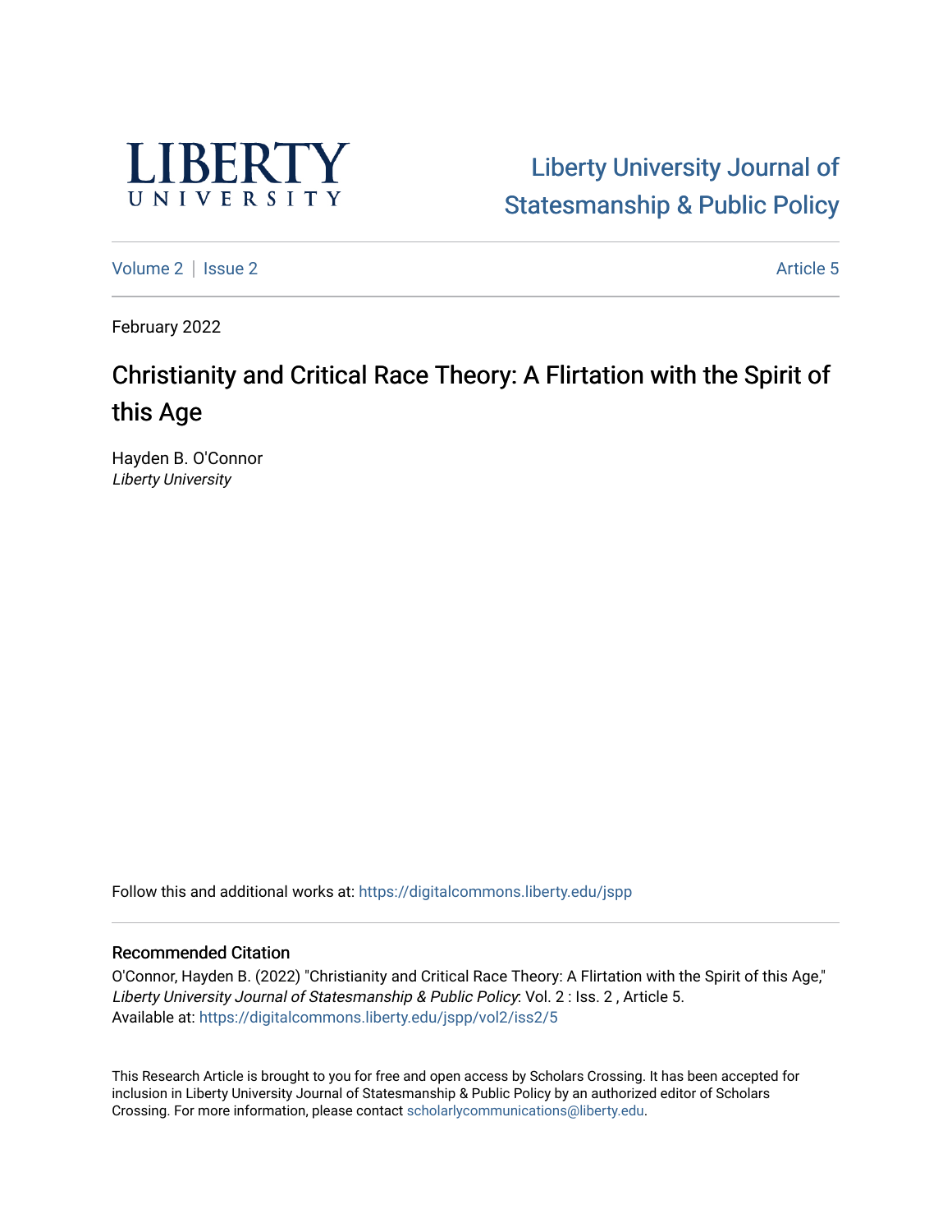LIBERTY
UNIVERSITY

Liberty University Journal of Statesmanship & Public Policy

Volume 2 | Issue 2 Article 5

February 2022

# Christianity and Critical Race Theory: A Flirtation with the Spirit of this Age

Hayden B. O'Connor
*Liberty University*

Follow this and additional works at: https://digitalcommons.liberty.edu/jspp

## Recommended Citation

O'Connor, Hayden B. (2022) "Christianity and Critical Race Theory: A Flirtation with the Spirit of this Age," *Liberty University Journal of Statesmanship & Public Policy*: Vol. 2 : Iss. 2 , Article 5.
Available at: https://digitalcommons.liberty.edu/jspp/vol2/iss2/5

This Research Article is brought to you for free and open access by Scholars Crossing. It has been accepted for inclusion in Liberty University Journal of Statesmanship & Public Policy by an authorized editor of Scholars Crossing. For more information, please contact scholarlycommunications@liberty.edu.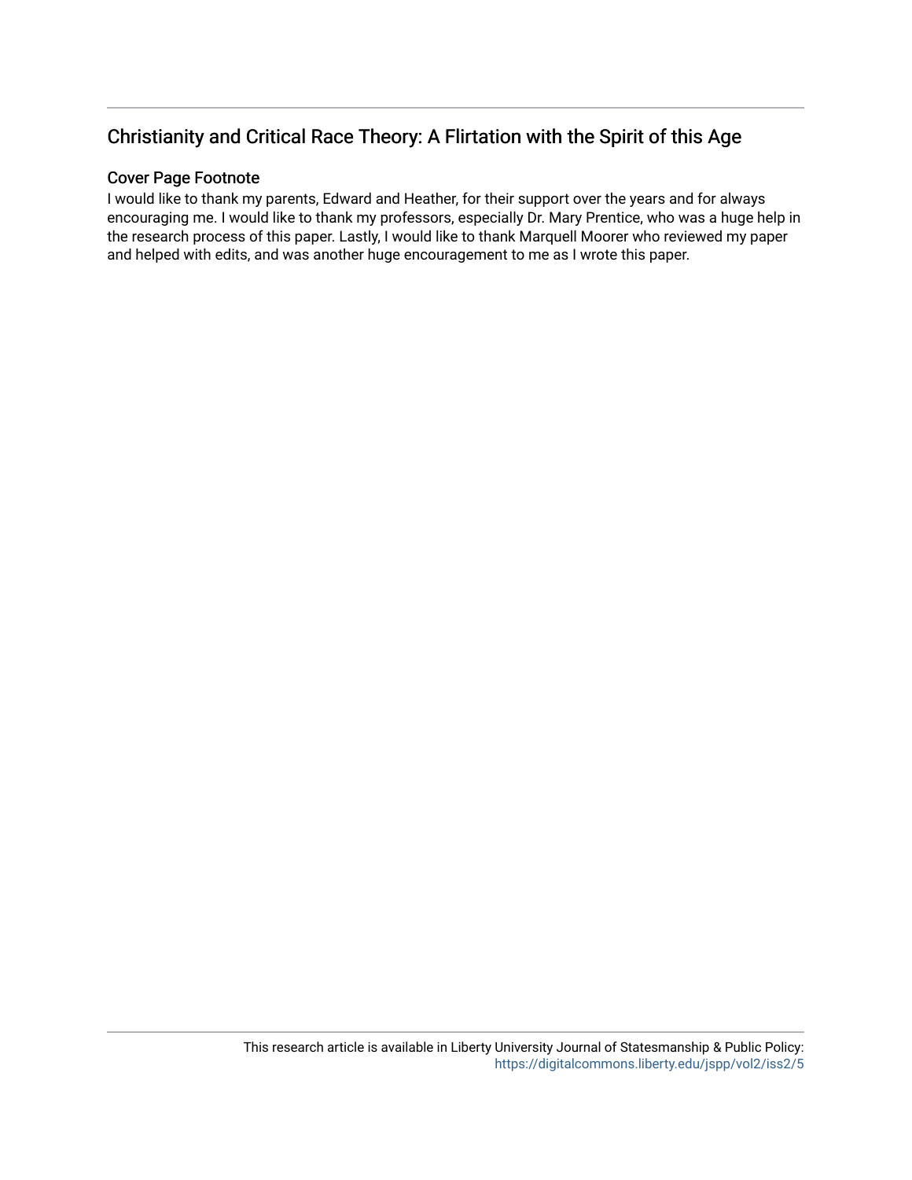## Christianity and Critical Race Theory: A Flirtation with the Spirit of this Age

### Cover Page Footnote

I would like to thank my parents, Edward and Heather, for their support over the years and for always encouraging me. I would like to thank my professors, especially Dr. Mary Prentice, who was a huge help in the research process of this paper. Lastly, I would like to thank Marquell Moorer who reviewed my paper and helped with edits, and was another huge encouragement to me as I wrote this paper.

This research article is available in Liberty University Journal of Statesmanship & Public Policy: https://digitalcommons.liberty.edu/jspp/vol2/iss2/5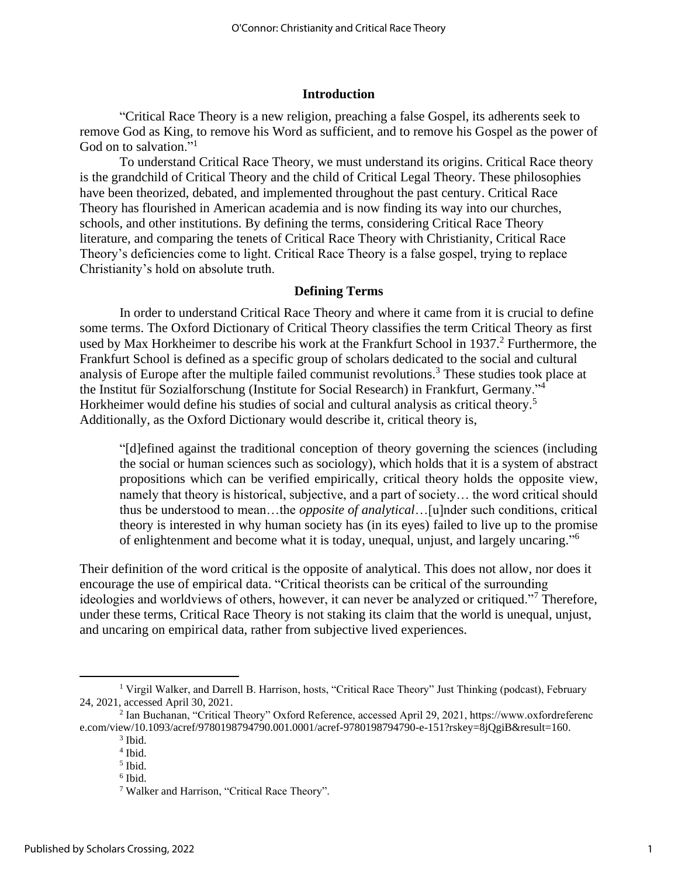## Introduction

"Critical Race Theory is a new religion, preaching a false Gospel, its adherents seek to remove God as King, to remove his Word as sufficient, and to remove his Gospel as the power of God on to salvation."[1]

To understand Critical Race Theory, we must understand its origins. Critical Race theory is the grandchild of Critical Theory and the child of Critical Legal Theory. These philosophies have been theorized, debated, and implemented throughout the past century. Critical Race Theory has flourished in American academia and is now finding its way into our churches, schools, and other institutions. By defining the terms, considering Critical Race Theory literature, and comparing the tenets of Critical Race Theory with Christianity, Critical Race Theory's deficiencies come to light. Critical Race Theory is a false gospel, trying to replace Christianity's hold on absolute truth.

## Defining Terms

In order to understand Critical Race Theory and where it came from it is crucial to define some terms. The Oxford Dictionary of Critical Theory classifies the term Critical Theory as first used by Max Horkheimer to describe his work at the Frankfurt School in 1937.[2] Furthermore, the Frankfurt School is defined as a specific group of scholars dedicated to the social and cultural analysis of Europe after the multiple failed communist revolutions.[3] These studies took place at the Institut für Sozialforschung (Institute for Social Research) in Frankfurt, Germany."[4] Horkheimer would define his studies of social and cultural analysis as critical theory.[5] Additionally, as the Oxford Dictionary would describe it, critical theory is,

> "[d]efined against the traditional conception of theory governing the sciences (including the social or human sciences such as sociology), which holds that it is a system of abstract propositions which can be verified empirically, critical theory holds the opposite view, namely that theory is historical, subjective, and a part of society… the word critical should thus be understood to mean…the *opposite of analytical*…[u]nder such conditions, critical theory is interested in why human society has (in its eyes) failed to live up to the promise of enlightenment and become what it is today, unequal, unjust, and largely uncaring."[6]

Their definition of the word critical is the opposite of analytical. This does not allow, nor does it encourage the use of empirical data. "Critical theorists can be critical of the surrounding ideologies and worldviews of others, however, it can never be analyzed or critiqued."[7] Therefore, under these terms, Critical Race Theory is not staking its claim that the world is unequal, unjust, and uncaring on empirical data, rather from subjective lived experiences.

---

[1] Virgil Walker, and Darrell B. Harrison, hosts, "Critical Race Theory" Just Thinking (podcast), February 24, 2021, accessed April 30, 2021.

[2] Ian Buchanan, "Critical Theory" Oxford Reference, accessed April 29, 2021, https://www.oxfordreference.com/view/10.1093/acref/9780198794790.001.0001/acref-9780198794790-e-151?rskey=8jQgiB&result=160.

[3] Ibid.

[4] Ibid.

[5] Ibid.

[6] Ibid.

[7] Walker and Harrison, "Critical Race Theory".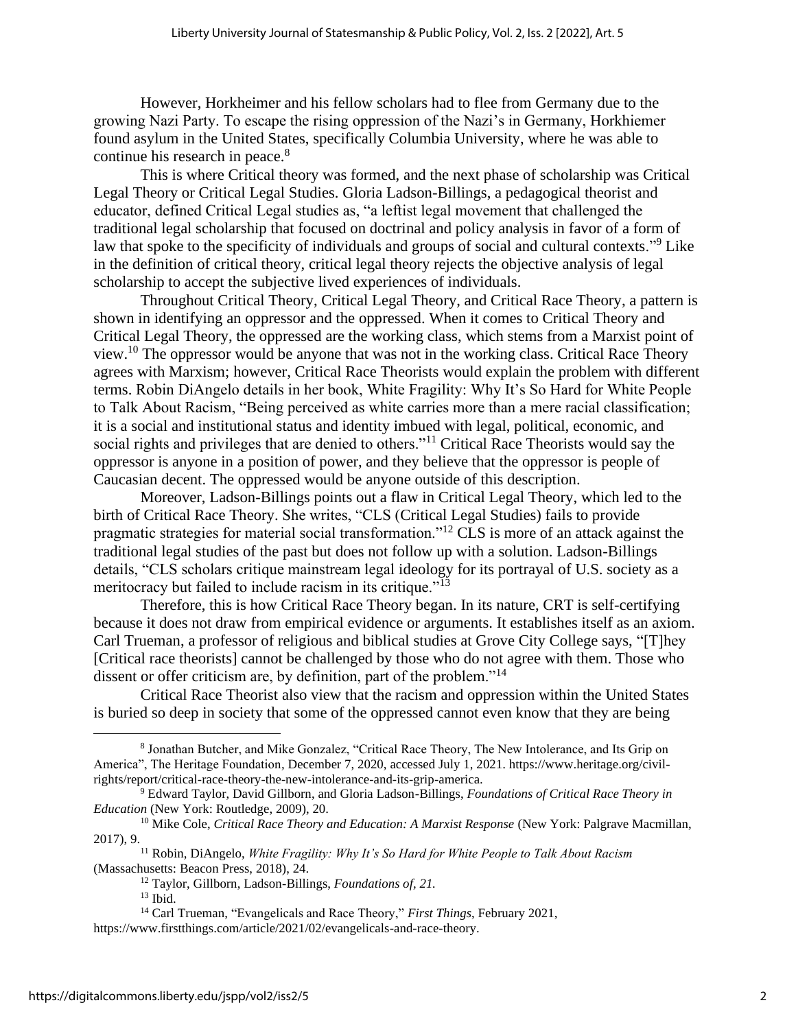However, Horkheimer and his fellow scholars had to flee from Germany due to the growing Nazi Party. To escape the rising oppression of the Nazi's in Germany, Horkhiemer found asylum in the United States, specifically Columbia University, where he was able to continue his research in peace.[8]

This is where Critical theory was formed, and the next phase of scholarship was Critical Legal Theory or Critical Legal Studies. Gloria Ladson-Billings, a pedagogical theorist and educator, defined Critical Legal studies as, "a leftist legal movement that challenged the traditional legal scholarship that focused on doctrinal and policy analysis in favor of a form of law that spoke to the specificity of individuals and groups of social and cultural contexts."[9] Like in the definition of critical theory, critical legal theory rejects the objective analysis of legal scholarship to accept the subjective lived experiences of individuals.

Throughout Critical Theory, Critical Legal Theory, and Critical Race Theory, a pattern is shown in identifying an oppressor and the oppressed. When it comes to Critical Theory and Critical Legal Theory, the oppressed are the working class, which stems from a Marxist point of view.[10] The oppressor would be anyone that was not in the working class. Critical Race Theory agrees with Marxism; however, Critical Race Theorists would explain the problem with different terms. Robin DiAngelo details in her book, White Fragility: Why It's So Hard for White People to Talk About Racism, "Being perceived as white carries more than a mere racial classification; it is a social and institutional status and identity imbued with legal, political, economic, and social rights and privileges that are denied to others."[11] Critical Race Theorists would say the oppressor is anyone in a position of power, and they believe that the oppressor is people of Caucasian decent. The oppressed would be anyone outside of this description.

Moreover, Ladson-Billings points out a flaw in Critical Legal Theory, which led to the birth of Critical Race Theory. She writes, "CLS (Critical Legal Studies) fails to provide pragmatic strategies for material social transformation."[12] CLS is more of an attack against the traditional legal studies of the past but does not follow up with a solution. Ladson-Billings details, "CLS scholars critique mainstream legal ideology for its portrayal of U.S. society as a meritocracy but failed to include racism in its critique."[13]

Therefore, this is how Critical Race Theory began. In its nature, CRT is self-certifying because it does not draw from empirical evidence or arguments. It establishes itself as an axiom. Carl Trueman, a professor of religious and biblical studies at Grove City College says, "[T]hey [Critical race theorists] cannot be challenged by those who do not agree with them. Those who dissent or offer criticism are, by definition, part of the problem."[14]

Critical Race Theorist also view that the racism and oppression within the United States is buried so deep in society that some of the oppressed cannot even know that they are being

---

[8] Jonathan Butcher, and Mike Gonzalez, "Critical Race Theory, The New Intolerance, and Its Grip on America", The Heritage Foundation, December 7, 2020, accessed July 1, 2021. https://www.heritage.org/civil-rights/report/critical-race-theory-the-new-intolerance-and-its-grip-america.

[9] Edward Taylor, David Gillborn, and Gloria Ladson-Billings, *Foundations of Critical Race Theory in Education* (New York: Routledge, 2009), 20.

[10] Mike Cole, *Critical Race Theory and Education: A Marxist Response* (New York: Palgrave Macmillan, 2017), 9.

[11] Robin, DiAngelo, *White Fragility: Why It's So Hard for White People to Talk About Racism* (Massachusetts: Beacon Press, 2018), 24.

[12] Taylor, Gillborn, Ladson-Billings, *Foundations of, 21.*

[13] Ibid.

[14] Carl Trueman, "Evangelicals and Race Theory," *First Things*, February 2021, https://www.firstthings.com/article/2021/02/evangelicals-and-race-theory.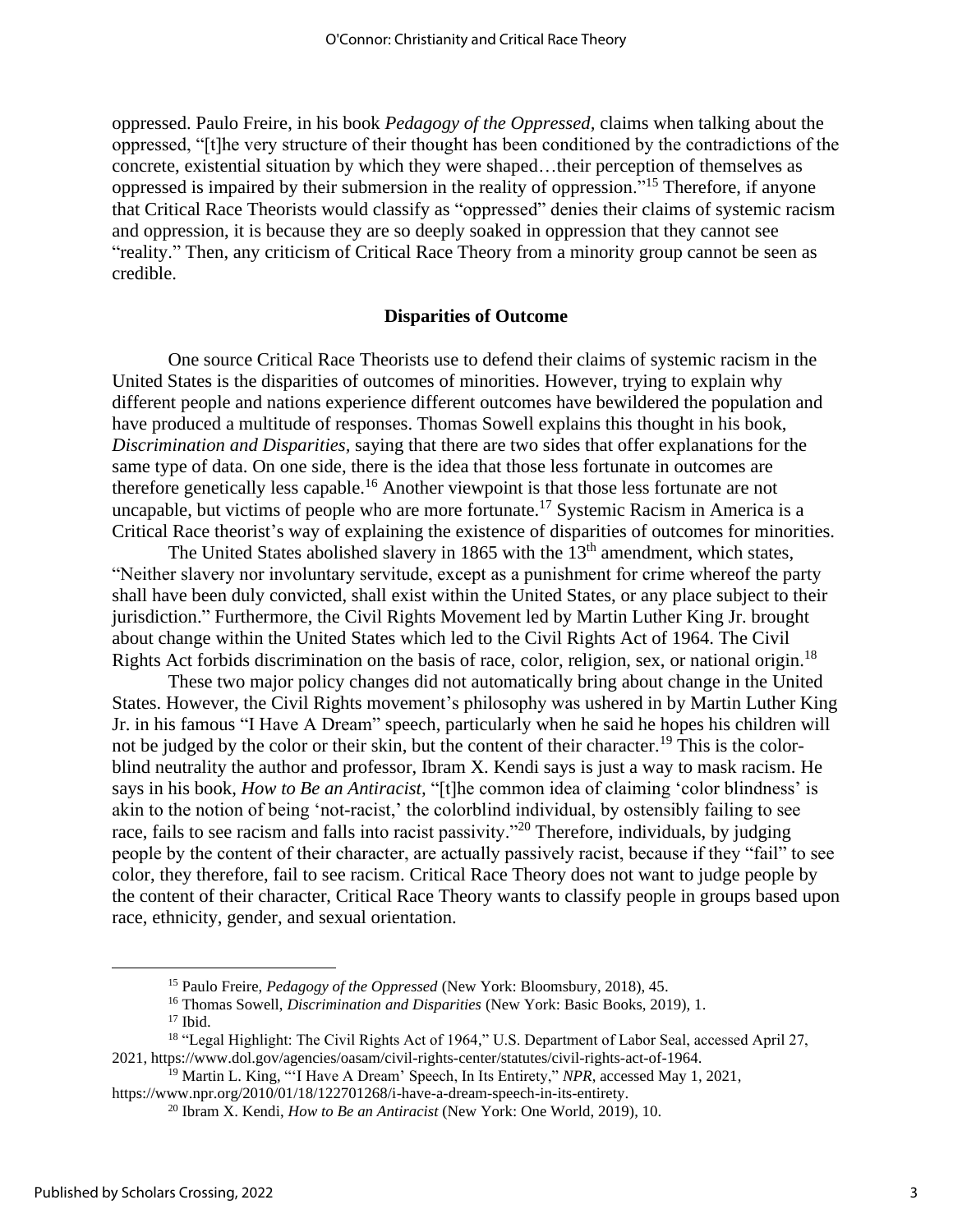oppressed. Paulo Freire, in his book *Pedagogy of the Oppressed,* claims when talking about the oppressed, "[t]he very structure of their thought has been conditioned by the contradictions of the concrete, existential situation by which they were shaped…their perception of themselves as oppressed is impaired by their submersion in the reality of oppression."[15] Therefore, if anyone that Critical Race Theorists would classify as "oppressed" denies their claims of systemic racism and oppression, it is because they are so deeply soaked in oppression that they cannot see "reality." Then, any criticism of Critical Race Theory from a minority group cannot be seen as credible.

## Disparities of Outcome

One source Critical Race Theorists use to defend their claims of systemic racism in the United States is the disparities of outcomes of minorities. However, trying to explain why different people and nations experience different outcomes have bewildered the population and have produced a multitude of responses. Thomas Sowell explains this thought in his book, *Discrimination and Disparities,* saying that there are two sides that offer explanations for the same type of data. On one side, there is the idea that those less fortunate in outcomes are therefore genetically less capable.[16] Another viewpoint is that those less fortunate are not uncapable, but victims of people who are more fortunate.[17] Systemic Racism in America is a Critical Race theorist's way of explaining the existence of disparities of outcomes for minorities.

The United States abolished slavery in 1865 with the 13th amendment, which states, "Neither slavery nor involuntary servitude, except as a punishment for crime whereof the party shall have been duly convicted, shall exist within the United States, or any place subject to their jurisdiction." Furthermore, the Civil Rights Movement led by Martin Luther King Jr. brought about change within the United States which led to the Civil Rights Act of 1964. The Civil Rights Act forbids discrimination on the basis of race, color, religion, sex, or national origin.[18]

These two major policy changes did not automatically bring about change in the United States. However, the Civil Rights movement's philosophy was ushered in by Martin Luther King Jr. in his famous "I Have A Dream" speech, particularly when he said he hopes his children will not be judged by the color or their skin, but the content of their character.[19] This is the color-blind neutrality the author and professor, Ibram X. Kendi says is just a way to mask racism. He says in his book, *How to Be an Antiracist,* "[t]he common idea of claiming 'color blindness' is akin to the notion of being 'not-racist,' the colorblind individual, by ostensibly failing to see race, fails to see racism and falls into racist passivity."[20] Therefore, individuals, by judging people by the content of their character, are actually passively racist, because if they "fail" to see color, they therefore, fail to see racism. Critical Race Theory does not want to judge people by the content of their character, Critical Race Theory wants to classify people in groups based upon race, ethnicity, gender, and sexual orientation.

---

[15] Paulo Freire, *Pedagogy of the Oppressed* (New York: Bloomsbury, 2018), 45.

[16] Thomas Sowell, *Discrimination and Disparities* (New York: Basic Books, 2019), 1.

[17] Ibid.

[18] "Legal Highlight: The Civil Rights Act of 1964," U.S. Department of Labor Seal, accessed April 27, 2021, https://www.dol.gov/agencies/oasam/civil-rights-center/statutes/civil-rights-act-of-1964.

[19] Martin L. King, "'I Have A Dream' Speech, In Its Entirety," *NPR*, accessed May 1, 2021, https://www.npr.org/2010/01/18/122701268/i-have-a-dream-speech-in-its-entirety.

[20] Ibram X. Kendi, *How to Be an Antiracist* (New York: One World, 2019), 10.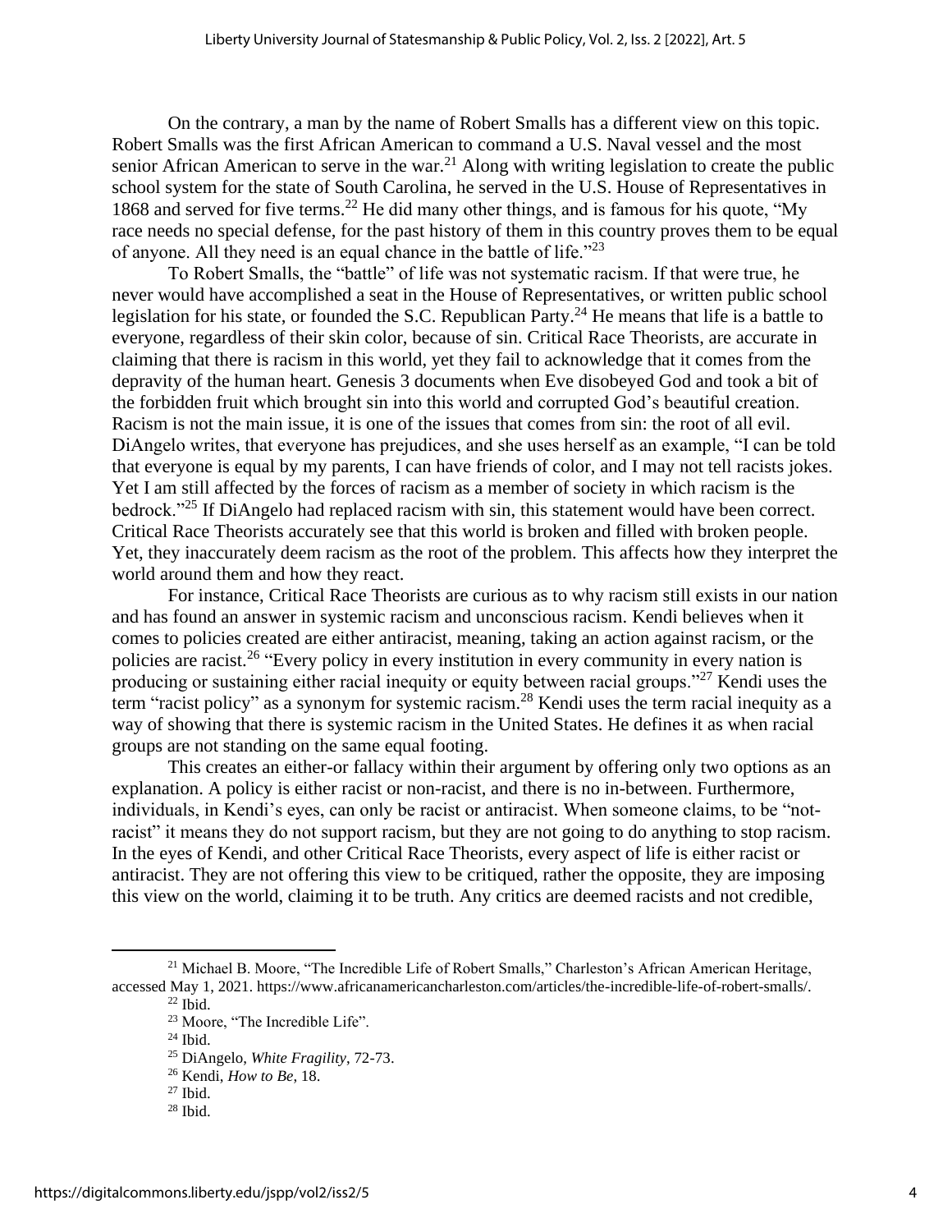On the contrary, a man by the name of Robert Smalls has a different view on this topic. Robert Smalls was the first African American to command a U.S. Naval vessel and the most senior African American to serve in the war.[21] Along with writing legislation to create the public school system for the state of South Carolina, he served in the U.S. House of Representatives in 1868 and served for five terms.[22] He did many other things, and is famous for his quote, "My race needs no special defense, for the past history of them in this country proves them to be equal of anyone. All they need is an equal chance in the battle of life."[23]

To Robert Smalls, the "battle" of life was not systematic racism. If that were true, he never would have accomplished a seat in the House of Representatives, or written public school legislation for his state, or founded the S.C. Republican Party.[24] He means that life is a battle to everyone, regardless of their skin color, because of sin. Critical Race Theorists, are accurate in claiming that there is racism in this world, yet they fail to acknowledge that it comes from the depravity of the human heart. Genesis 3 documents when Eve disobeyed God and took a bit of the forbidden fruit which brought sin into this world and corrupted God's beautiful creation. Racism is not the main issue, it is one of the issues that comes from sin: the root of all evil. DiAngelo writes, that everyone has prejudices, and she uses herself as an example, "I can be told that everyone is equal by my parents, I can have friends of color, and I may not tell racists jokes. Yet I am still affected by the forces of racism as a member of society in which racism is the bedrock."[25] If DiAngelo had replaced racism with sin, this statement would have been correct. Critical Race Theorists accurately see that this world is broken and filled with broken people. Yet, they inaccurately deem racism as the root of the problem. This affects how they interpret the world around them and how they react.

For instance, Critical Race Theorists are curious as to why racism still exists in our nation and has found an answer in systemic racism and unconscious racism. Kendi believes when it comes to policies created are either antiracist, meaning, taking an action against racism, or the policies are racist.[26] "Every policy in every institution in every community in every nation is producing or sustaining either racial inequity or equity between racial groups."[27] Kendi uses the term "racist policy" as a synonym for systemic racism.[28] Kendi uses the term racial inequity as a way of showing that there is systemic racism in the United States. He defines it as when racial groups are not standing on the same equal footing.

This creates an either-or fallacy within their argument by offering only two options as an explanation. A policy is either racist or non-racist, and there is no in-between. Furthermore, individuals, in Kendi's eyes, can only be racist or antiracist. When someone claims, to be "not-racist" it means they do not support racism, but they are not going to do anything to stop racism. In the eyes of Kendi, and other Critical Race Theorists, every aspect of life is either racist or antiracist. They are not offering this view to be critiqued, rather the opposite, they are imposing this view on the world, claiming it to be truth. Any critics are deemed racists and not credible,

[21] Michael B. Moore, "The Incredible Life of Robert Smalls," Charleston's African American Heritage, accessed May 1, 2021. https://www.africanamericancharleston.com/articles/the-incredible-life-of-robert-smalls/.

[22] Ibid.

[23] Moore, "The Incredible Life".

[24] Ibid.

[25] DiAngelo, *White Fragility*, 72-73.

[26] Kendi, *How to Be*, 18.

[27] Ibid.

[28] Ibid.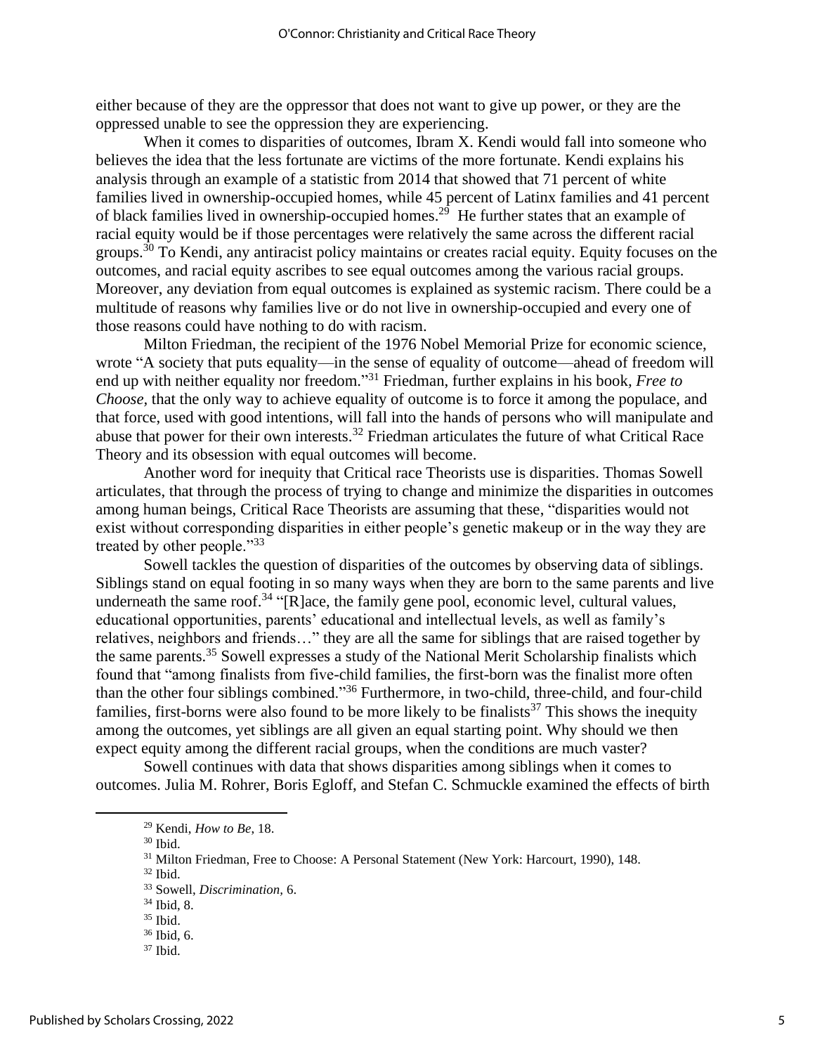either because of they are the oppressor that does not want to give up power, or they are the oppressed unable to see the oppression they are experiencing.

When it comes to disparities of outcomes, Ibram X. Kendi would fall into someone who believes the idea that the less fortunate are victims of the more fortunate. Kendi explains his analysis through an example of a statistic from 2014 that showed that 71 percent of white families lived in ownership-occupied homes, while 45 percent of Latinx families and 41 percent of black families lived in ownership-occupied homes.[29] He further states that an example of racial equity would be if those percentages were relatively the same across the different racial groups.[30] To Kendi, any antiracist policy maintains or creates racial equity. Equity focuses on the outcomes, and racial equity ascribes to see equal outcomes among the various racial groups. Moreover, any deviation from equal outcomes is explained as systemic racism. There could be a multitude of reasons why families live or do not live in ownership-occupied and every one of those reasons could have nothing to do with racism.

Milton Friedman, the recipient of the 1976 Nobel Memorial Prize for economic science, wrote "A society that puts equality—in the sense of equality of outcome—ahead of freedom will end up with neither equality nor freedom."[31] Friedman, further explains in his book, *Free to Choose*, that the only way to achieve equality of outcome is to force it among the populace, and that force, used with good intentions, will fall into the hands of persons who will manipulate and abuse that power for their own interests.[32] Friedman articulates the future of what Critical Race Theory and its obsession with equal outcomes will become.

Another word for inequity that Critical race Theorists use is disparities. Thomas Sowell articulates, that through the process of trying to change and minimize the disparities in outcomes among human beings, Critical Race Theorists are assuming that these, "disparities would not exist without corresponding disparities in either people's genetic makeup or in the way they are treated by other people."[33]

Sowell tackles the question of disparities of the outcomes by observing data of siblings. Siblings stand on equal footing in so many ways when they are born to the same parents and live underneath the same roof.[34] "[R]ace, the family gene pool, economic level, cultural values, educational opportunities, parents' educational and intellectual levels, as well as family's relatives, neighbors and friends…" they are all the same for siblings that are raised together by the same parents.[35] Sowell expresses a study of the National Merit Scholarship finalists which found that "among finalists from five-child families, the first-born was the finalist more often than the other four siblings combined."[36] Furthermore, in two-child, three-child, and four-child families, first-borns were also found to be more likely to be finalists[37] This shows the inequity among the outcomes, yet siblings are all given an equal starting point. Why should we then expect equity among the different racial groups, when the conditions are much vaster?

Sowell continues with data that shows disparities among siblings when it comes to outcomes. Julia M. Rohrer, Boris Egloff, and Stefan C. Schmuckle examined the effects of birth

---

[29] Kendi, *How to Be*, 18.

[30] Ibid.

[31] Milton Friedman, Free to Choose: A Personal Statement (New York: Harcourt, 1990), 148.

[32] Ibid.

[33] Sowell, *Discrimination*, 6.

[34] Ibid, 8.

[35] Ibid.

[36] Ibid, 6.

[37] Ibid.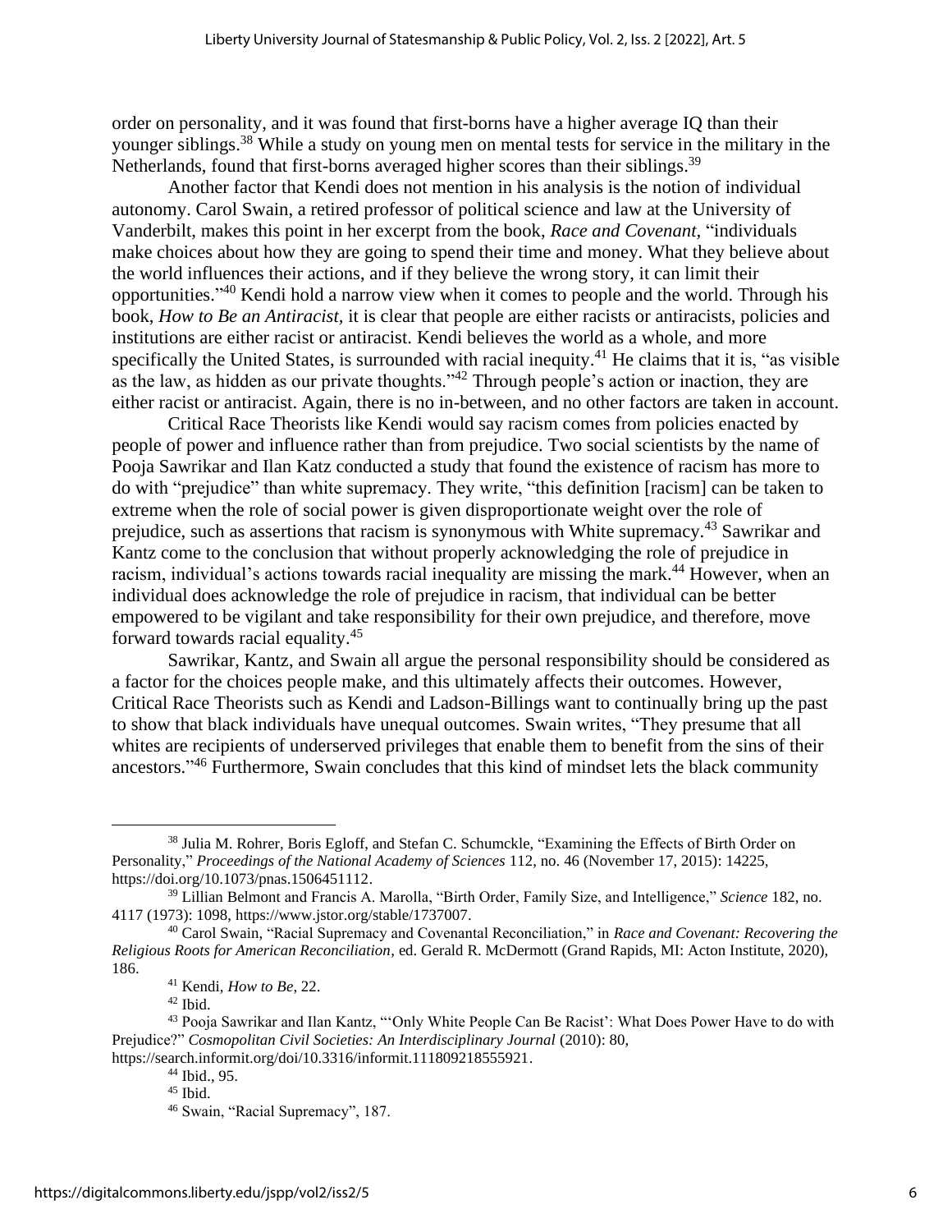order on personality, and it was found that first-borns have a higher average IQ than their younger siblings.[38] While a study on young men on mental tests for service in the military in the Netherlands, found that first-borns averaged higher scores than their siblings.[39]

Another factor that Kendi does not mention in his analysis is the notion of individual autonomy. Carol Swain, a retired professor of political science and law at the University of Vanderbilt, makes this point in her excerpt from the book, *Race and Covenant*, "individuals make choices about how they are going to spend their time and money. What they believe about the world influences their actions, and if they believe the wrong story, it can limit their opportunities."[40] Kendi hold a narrow view when it comes to people and the world. Through his book, *How to Be an Antiracist,* it is clear that people are either racists or antiracists, policies and institutions are either racist or antiracist. Kendi believes the world as a whole, and more specifically the United States, is surrounded with racial inequity.[41] He claims that it is, "as visible as the law, as hidden as our private thoughts."[42] Through people's action or inaction, they are either racist or antiracist. Again, there is no in-between, and no other factors are taken in account.

Critical Race Theorists like Kendi would say racism comes from policies enacted by people of power and influence rather than from prejudice. Two social scientists by the name of Pooja Sawrikar and Ilan Katz conducted a study that found the existence of racism has more to do with "prejudice" than white supremacy. They write, "this definition [racism] can be taken to extreme when the role of social power is given disproportionate weight over the role of prejudice, such as assertions that racism is synonymous with White supremacy.[43] Sawrikar and Kantz come to the conclusion that without properly acknowledging the role of prejudice in racism, individual's actions towards racial inequality are missing the mark.[44] However, when an individual does acknowledge the role of prejudice in racism, that individual can be better empowered to be vigilant and take responsibility for their own prejudice, and therefore, move forward towards racial equality.[45]

Sawrikar, Kantz, and Swain all argue the personal responsibility should be considered as a factor for the choices people make, and this ultimately affects their outcomes. However, Critical Race Theorists such as Kendi and Ladson-Billings want to continually bring up the past to show that black individuals have unequal outcomes. Swain writes, "They presume that all whites are recipients of underserved privileges that enable them to benefit from the sins of their ancestors."[46] Furthermore, Swain concludes that this kind of mindset lets the black community

---

[38] Julia M. Rohrer, Boris Egloff, and Stefan C. Schumckle, "Examining the Effects of Birth Order on Personality," *Proceedings of the National Academy of Sciences* 112, no. 46 (November 17, 2015): 14225, https://doi.org/10.1073/pnas.1506451112.

[39] Lillian Belmont and Francis A. Marolla, "Birth Order, Family Size, and Intelligence," *Science* 182, no. 4117 (1973): 1098, https://www.jstor.org/stable/1737007.

[40] Carol Swain, "Racial Supremacy and Covenantal Reconciliation," in *Race and Covenant: Recovering the Religious Roots for American Reconciliation*, ed. Gerald R. McDermott (Grand Rapids, MI: Acton Institute, 2020), 186.

[41] Kendi, *How to Be,* 22.

[42] Ibid.

[43] Pooja Sawrikar and Ilan Kantz, "'Only White People Can Be Racist': What Does Power Have to do with Prejudice?" *Cosmopolitan Civil Societies: An Interdisciplinary Journal* (2010): 80, https://search.informit.org/doi/10.3316/informit.111809218555921.

[44] Ibid., 95.

[45] Ibid.

[46] Swain, "Racial Supremacy", 187.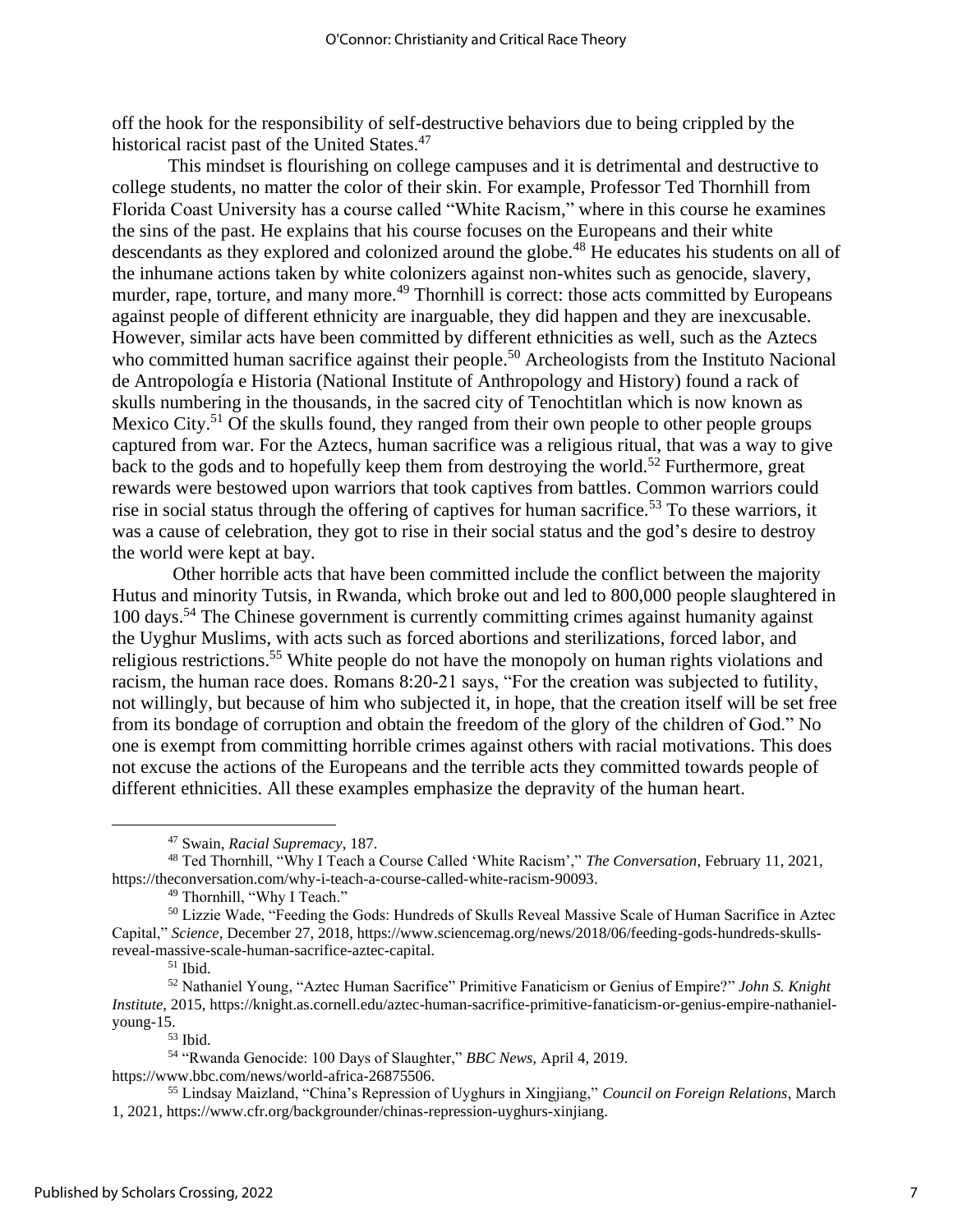off the hook for the responsibility of self-destructive behaviors due to being crippled by the historical racist past of the United States.[47]

This mindset is flourishing on college campuses and it is detrimental and destructive to college students, no matter the color of their skin. For example, Professor Ted Thornhill from Florida Coast University has a course called "White Racism," where in this course he examines the sins of the past. He explains that his course focuses on the Europeans and their white descendants as they explored and colonized around the globe.[48] He educates his students on all of the inhumane actions taken by white colonizers against non-whites such as genocide, slavery, murder, rape, torture, and many more.[49] Thornhill is correct: those acts committed by Europeans against people of different ethnicity are inarguable, they did happen and they are inexcusable. However, similar acts have been committed by different ethnicities as well, such as the Aztecs who committed human sacrifice against their people.[50] Archeologists from the Instituto Nacional de Antropología e Historia (National Institute of Anthropology and History) found a rack of skulls numbering in the thousands, in the sacred city of Tenochtitlan which is now known as Mexico City.[51] Of the skulls found, they ranged from their own people to other people groups captured from war. For the Aztecs, human sacrifice was a religious ritual, that was a way to give back to the gods and to hopefully keep them from destroying the world.[52] Furthermore, great rewards were bestowed upon warriors that took captives from battles. Common warriors could rise in social status through the offering of captives for human sacrifice.[53] To these warriors, it was a cause of celebration, they got to rise in their social status and the god's desire to destroy the world were kept at bay.

Other horrible acts that have been committed include the conflict between the majority Hutus and minority Tutsis, in Rwanda, which broke out and led to 800,000 people slaughtered in 100 days.[54] The Chinese government is currently committing crimes against humanity against the Uyghur Muslims, with acts such as forced abortions and sterilizations, forced labor, and religious restrictions.[55] White people do not have the monopoly on human rights violations and racism, the human race does. Romans 8:20-21 says, "For the creation was subjected to futility, not willingly, but because of him who subjected it, in hope, that the creation itself will be set free from its bondage of corruption and obtain the freedom of the glory of the children of God." No one is exempt from committing horrible crimes against others with racial motivations. This does not excuse the actions of the Europeans and the terrible acts they committed towards people of different ethnicities. All these examples emphasize the depravity of the human heart.

---

[47] Swain, *Racial Supremacy*, 187.

[48] Ted Thornhill, "Why I Teach a Course Called 'White Racism'," *The Conversation*, February 11, 2021, https://theconversation.com/why-i-teach-a-course-called-white-racism-90093.

[49] Thornhill, "Why I Teach."

[50] Lizzie Wade, "Feeding the Gods: Hundreds of Skulls Reveal Massive Scale of Human Sacrifice in Aztec Capital," *Science,* December 27, 2018, https://www.sciencemag.org/news/2018/06/feeding-gods-hundreds-skulls-reveal-massive-scale-human-sacrifice-aztec-capital.

[51] Ibid.

[52] Nathaniel Young, "Aztec Human Sacrifice" Primitive Fanaticism or Genius of Empire?" *John S. Knight Institute*, 2015, https://knight.as.cornell.edu/aztec-human-sacrifice-primitive-fanaticism-or-genius-empire-nathaniel-young-15.

[53] Ibid.

[54] "Rwanda Genocide: 100 Days of Slaughter," *BBC News,* April 4, 2019. https://www.bbc.com/news/world-africa-26875506.

[55] Lindsay Maizland, "China's Repression of Uyghurs in Xingjiang," *Council on Foreign Relations*, March 1, 2021, https://www.cfr.org/backgrounder/chinas-repression-uyghurs-xinjiang.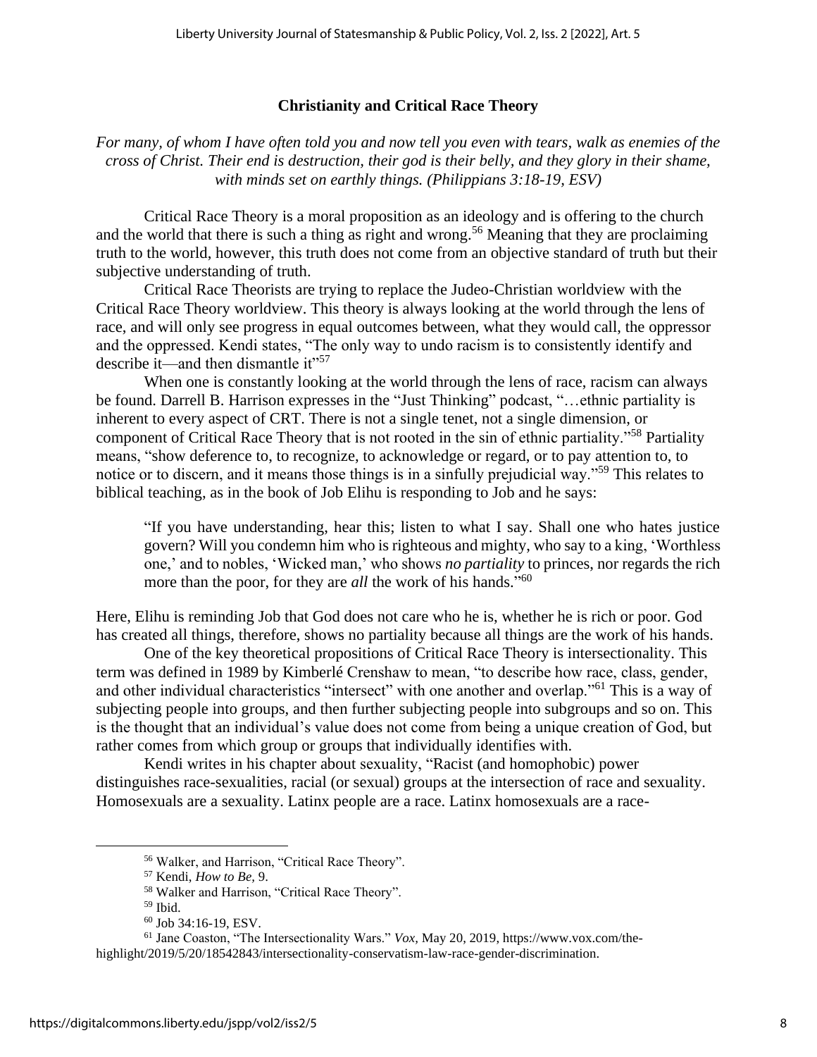## Christianity and Critical Race Theory

*For many, of whom I have often told you and now tell you even with tears, walk as enemies of the cross of Christ. Their end is destruction, their god is their belly, and they glory in their shame, with minds set on earthly things. (Philippians 3:18-19, ESV)*

Critical Race Theory is a moral proposition as an ideology and is offering to the church and the world that there is such a thing as right and wrong.[56] Meaning that they are proclaiming truth to the world, however, this truth does not come from an objective standard of truth but their subjective understanding of truth.

Critical Race Theorists are trying to replace the Judeo-Christian worldview with the Critical Race Theory worldview. This theory is always looking at the world through the lens of race, and will only see progress in equal outcomes between, what they would call, the oppressor and the oppressed. Kendi states, "The only way to undo racism is to consistently identify and describe it—and then dismantle it"[57]

When one is constantly looking at the world through the lens of race, racism can always be found. Darrell B. Harrison expresses in the "Just Thinking" podcast, "…ethnic partiality is inherent to every aspect of CRT. There is not a single tenet, not a single dimension, or component of Critical Race Theory that is not rooted in the sin of ethnic partiality."[58] Partiality means, "show deference to, to recognize, to acknowledge or regard, or to pay attention to, to notice or to discern, and it means those things is in a sinfully prejudicial way."[59] This relates to biblical teaching, as in the book of Job Elihu is responding to Job and he says:

> "If you have understanding, hear this; listen to what I say. Shall one who hates justice govern? Will you condemn him who is righteous and mighty, who say to a king, 'Worthless one,' and to nobles, 'Wicked man,' who shows *no partiality* to princes, nor regards the rich more than the poor, for they are *all* the work of his hands."[60]

Here, Elihu is reminding Job that God does not care who he is, whether he is rich or poor. God has created all things, therefore, shows no partiality because all things are the work of his hands.

One of the key theoretical propositions of Critical Race Theory is intersectionality. This term was defined in 1989 by Kimberlé Crenshaw to mean, "to describe how race, class, gender, and other individual characteristics "intersect" with one another and overlap."[61] This is a way of subjecting people into groups, and then further subjecting people into subgroups and so on. This is the thought that an individual's value does not come from being a unique creation of God, but rather comes from which group or groups that individually identifies with.

Kendi writes in his chapter about sexuality, "Racist (and homophobic) power distinguishes race-sexualities, racial (or sexual) groups at the intersection of race and sexuality. Homosexuals are a sexuality. Latinx people are a race. Latinx homosexuals are a race-

---

[56] Walker, and Harrison, "Critical Race Theory".

[57] Kendi, *How to Be*, 9.

[58] Walker and Harrison, "Critical Race Theory".

[59] Ibid.

[60] Job 34:16-19, ESV.

[61] Jane Coaston, "The Intersectionality Wars." *Vox*, May 20, 2019, https://www.vox.com/the-highlight/2019/5/20/18542843/intersectionality-conservatism-law-race-gender-discrimination.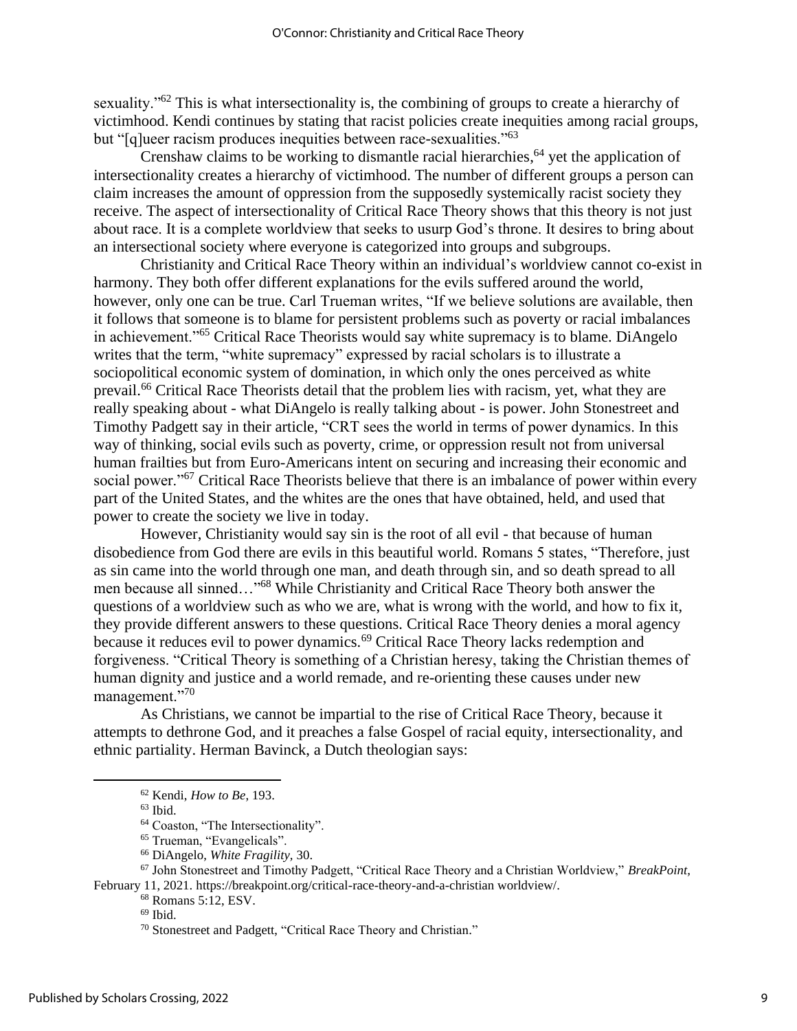sexuality."[62] This is what intersectionality is, the combining of groups to create a hierarchy of victimhood. Kendi continues by stating that racist policies create inequities among racial groups, but "[q]ueer racism produces inequities between race-sexualities."[63]

Crenshaw claims to be working to dismantle racial hierarchies,[64] yet the application of intersectionality creates a hierarchy of victimhood. The number of different groups a person can claim increases the amount of oppression from the supposedly systemically racist society they receive. The aspect of intersectionality of Critical Race Theory shows that this theory is not just about race. It is a complete worldview that seeks to usurp God's throne. It desires to bring about an intersectional society where everyone is categorized into groups and subgroups.

Christianity and Critical Race Theory within an individual's worldview cannot co-exist in harmony. They both offer different explanations for the evils suffered around the world, however, only one can be true. Carl Trueman writes, "If we believe solutions are available, then it follows that someone is to blame for persistent problems such as poverty or racial imbalances in achievement."[65] Critical Race Theorists would say white supremacy is to blame. DiAngelo writes that the term, "white supremacy" expressed by racial scholars is to illustrate a sociopolitical economic system of domination, in which only the ones perceived as white prevail.[66] Critical Race Theorists detail that the problem lies with racism, yet, what they are really speaking about - what DiAngelo is really talking about - is power. John Stonestreet and Timothy Padgett say in their article, "CRT sees the world in terms of power dynamics. In this way of thinking, social evils such as poverty, crime, or oppression result not from universal human frailties but from Euro-Americans intent on securing and increasing their economic and social power."[67] Critical Race Theorists believe that there is an imbalance of power within every part of the United States, and the whites are the ones that have obtained, held, and used that power to create the society we live in today.

However, Christianity would say sin is the root of all evil - that because of human disobedience from God there are evils in this beautiful world. Romans 5 states, "Therefore, just as sin came into the world through one man, and death through sin, and so death spread to all men because all sinned…"[68] While Christianity and Critical Race Theory both answer the questions of a worldview such as who we are, what is wrong with the world, and how to fix it, they provide different answers to these questions. Critical Race Theory denies a moral agency because it reduces evil to power dynamics.[69] Critical Race Theory lacks redemption and forgiveness. "Critical Theory is something of a Christian heresy, taking the Christian themes of human dignity and justice and a world remade, and re-orienting these causes under new management."[70]

As Christians, we cannot be impartial to the rise of Critical Race Theory, because it attempts to dethrone God, and it preaches a false Gospel of racial equity, intersectionality, and ethnic partiality. Herman Bavinck, a Dutch theologian says:

---

[62] Kendi, *How to Be,* 193.

[63] Ibid.

[64] Coaston, "The Intersectionality".

[65] Trueman, "Evangelicals".

[66] DiAngelo, *White Fragility,* 30.

[67] John Stonestreet and Timothy Padgett, "Critical Race Theory and a Christian Worldview," *BreakPoint,* February 11, 2021. https://breakpoint.org/critical-race-theory-and-a-christian worldview/.

[68] Romans 5:12, ESV.

[69] Ibid.

[70] Stonestreet and Padgett, "Critical Race Theory and Christian."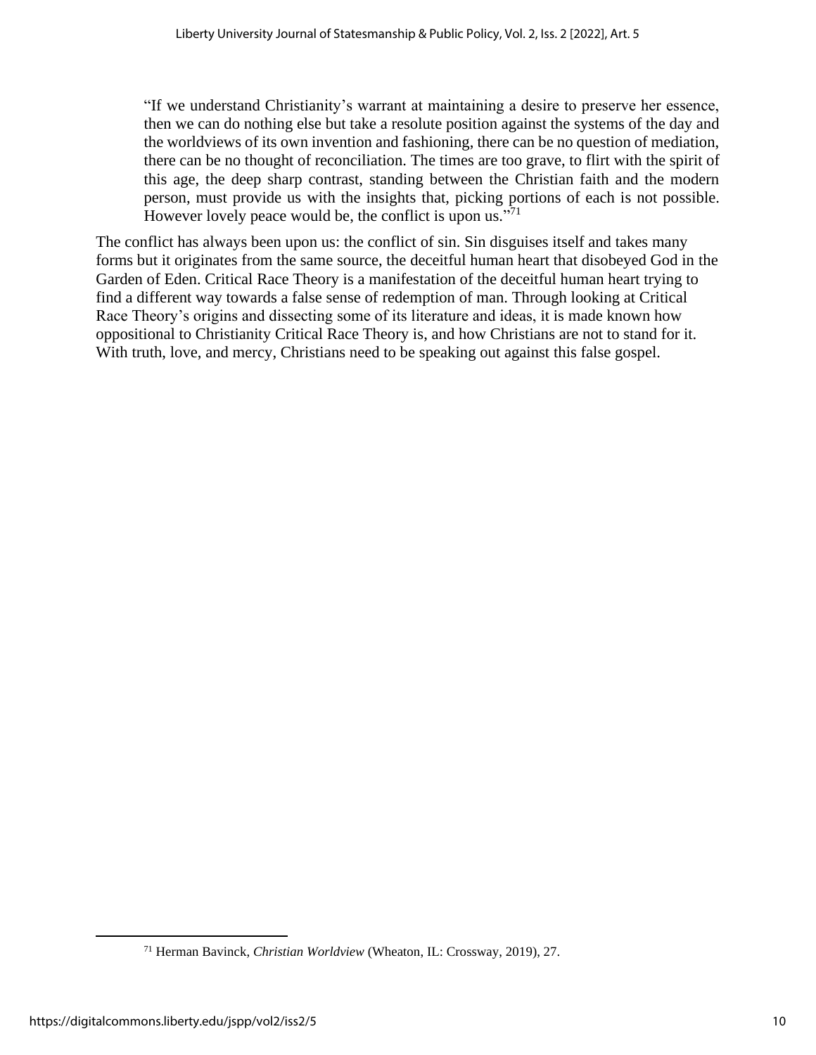> "If we understand Christianity's warrant at maintaining a desire to preserve her essence, then we can do nothing else but take a resolute position against the systems of the day and the worldviews of its own invention and fashioning, there can be no question of mediation, there can be no thought of reconciliation. The times are too grave, to flirt with the spirit of this age, the deep sharp contrast, standing between the Christian faith and the modern person, must provide us with the insights that, picking portions of each is not possible. However lovely peace would be, the conflict is upon us."[71]

The conflict has always been upon us: the conflict of sin. Sin disguises itself and takes many forms but it originates from the same source, the deceitful human heart that disobeyed God in the Garden of Eden. Critical Race Theory is a manifestation of the deceitful human heart trying to find a different way towards a false sense of redemption of man. Through looking at Critical Race Theory's origins and dissecting some of its literature and ideas, it is made known how oppositional to Christianity Critical Race Theory is, and how Christians are not to stand for it. With truth, love, and mercy, Christians need to be speaking out against this false gospel.

---

[71] Herman Bavinck, *Christian Worldview* (Wheaton, IL: Crossway, 2019), 27.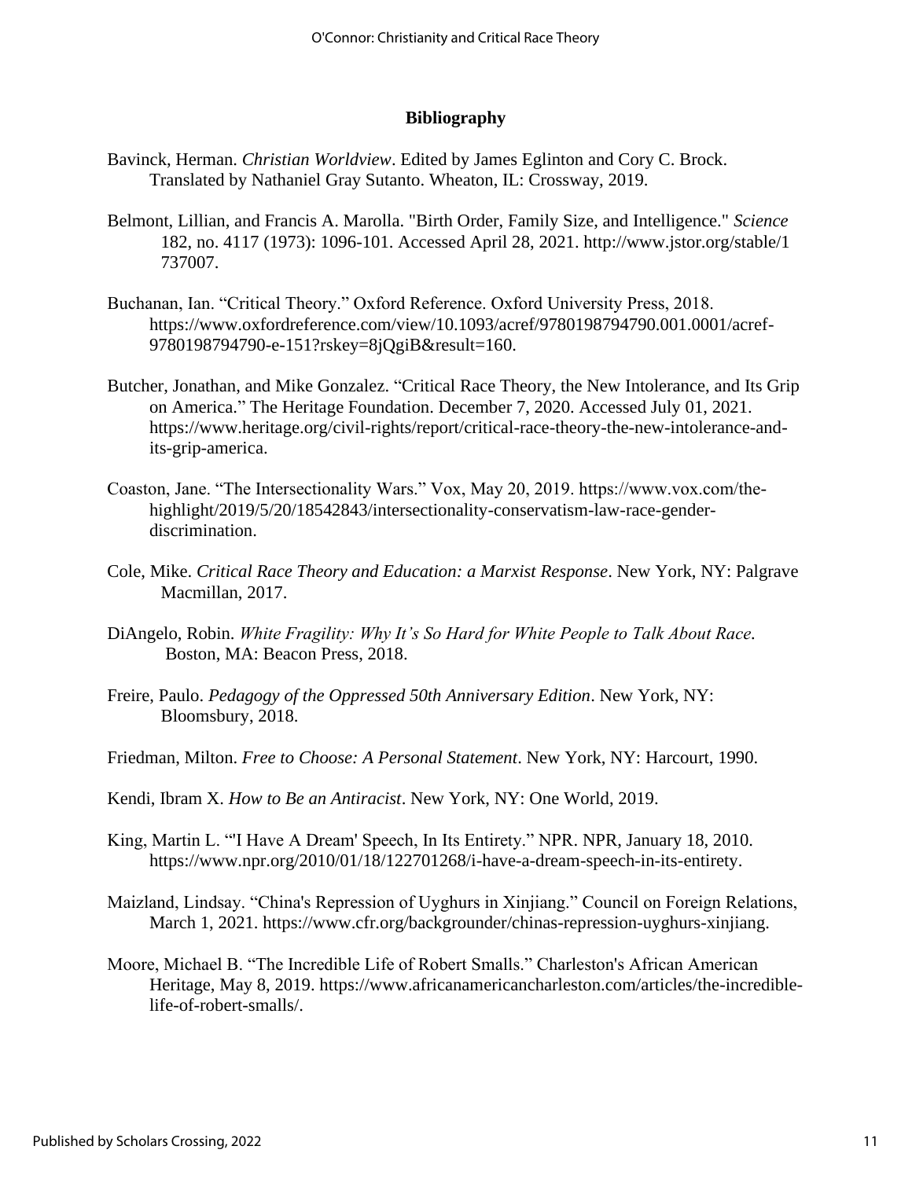## Bibliography

Bavinck, Herman. *Christian Worldview*. Edited by James Eglinton and Cory C. Brock. Translated by Nathaniel Gray Sutanto. Wheaton, IL: Crossway, 2019.

Belmont, Lillian, and Francis A. Marolla. "Birth Order, Family Size, and Intelligence." *Science* 182, no. 4117 (1973): 1096-101. Accessed April 28, 2021. http://www.jstor.org/stable/1737007.

Buchanan, Ian. "Critical Theory." Oxford Reference. Oxford University Press, 2018. https://www.oxfordreference.com/view/10.1093/acref/9780198794790.001.0001/acref-9780198794790-e-151?rskey=8jQgiB&result=160.

Butcher, Jonathan, and Mike Gonzalez. "Critical Race Theory, the New Intolerance, and Its Grip on America." The Heritage Foundation. December 7, 2020. Accessed July 01, 2021. https://www.heritage.org/civil-rights/report/critical-race-theory-the-new-intolerance-and-its-grip-america.

Coaston, Jane. "The Intersectionality Wars." Vox, May 20, 2019. https://www.vox.com/the-highlight/2019/5/20/18542843/intersectionality-conservatism-law-race-gender-discrimination.

Cole, Mike. *Critical Race Theory and Education: a Marxist Response*. New York, NY: Palgrave Macmillan, 2017.

DiAngelo, Robin. *White Fragility: Why It's So Hard for White People to Talk About Race.* Boston, MA: Beacon Press, 2018.

Freire, Paulo. *Pedagogy of the Oppressed 50th Anniversary Edition*. New York, NY: Bloomsbury, 2018.

Friedman, Milton. *Free to Choose: A Personal Statement*. New York, NY: Harcourt, 1990.

Kendi, Ibram X. *How to Be an Antiracist*. New York, NY: One World, 2019.

King, Martin L. "'I Have A Dream' Speech, In Its Entirety." NPR. NPR, January 18, 2010. https://www.npr.org/2010/01/18/122701268/i-have-a-dream-speech-in-its-entirety.

Maizland, Lindsay. "China's Repression of Uyghurs in Xinjiang." Council on Foreign Relations, March 1, 2021. https://www.cfr.org/backgrounder/chinas-repression-uyghurs-xinjiang.

Moore, Michael B. "The Incredible Life of Robert Smalls." Charleston's African American Heritage, May 8, 2019. https://www.africanamericancharleston.com/articles/the-incredible-life-of-robert-smalls/.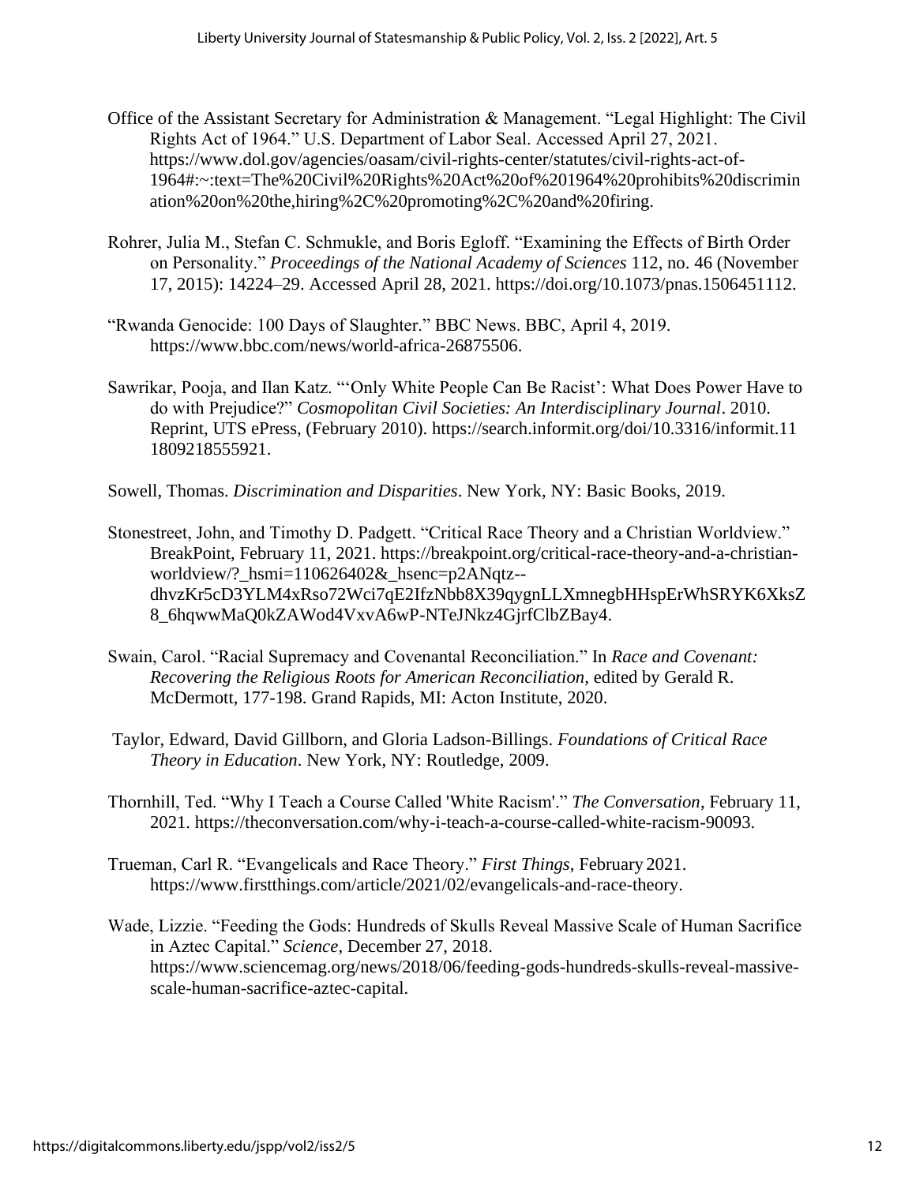Office of the Assistant Secretary for Administration & Management. "Legal Highlight: The Civil Rights Act of 1964." U.S. Department of Labor Seal. Accessed April 27, 2021. https://www.dol.gov/agencies/oasam/civil-rights-center/statutes/civil-rights-act-of-1964#:~:text=The%20Civil%20Rights%20Act%20of%201964%20prohibits%20discrimination%20on%20the,hiring%2C%20promoting%2C%20and%20firing.

Rohrer, Julia M., Stefan C. Schmukle, and Boris Egloff. "Examining the Effects of Birth Order on Personality." *Proceedings of the National Academy of Sciences* 112, no. 46 (November 17, 2015): 14224–29. Accessed April 28, 2021. https://doi.org/10.1073/pnas.1506451112.

"Rwanda Genocide: 100 Days of Slaughter." BBC News. BBC, April 4, 2019. https://www.bbc.com/news/world-africa-26875506.

Sawrikar, Pooja, and Ilan Katz. "'Only White People Can Be Racist': What Does Power Have to do with Prejudice?" *Cosmopolitan Civil Societies: An Interdisciplinary Journal*. 2010. Reprint, UTS ePress, (February 2010). https://search.informit.org/doi/10.3316/informit.111809218555921.

Sowell, Thomas. *Discrimination and Disparities*. New York, NY: Basic Books, 2019.

Stonestreet, John, and Timothy D. Padgett. "Critical Race Theory and a Christian Worldview." BreakPoint, February 11, 2021. https://breakpoint.org/critical-race-theory-and-a-christian-worldview/?_hsmi=110626402&_hsenc=p2ANqtz--dhvzKr5cD3YLM4xRso72Wci7qE2IfzNbb8X39qygnLLXmnegbHHspErWhSRYK6XksZ8_6hqwwMaQ0kZAWod4VxvA6wP-NTeJNkz4GjrfClbZBay4.

Swain, Carol. "Racial Supremacy and Covenantal Reconciliation." In *Race and Covenant: Recovering the Religious Roots for American Reconciliation*, edited by Gerald R. McDermott, 177-198. Grand Rapids, MI: Acton Institute, 2020.

Taylor, Edward, David Gillborn, and Gloria Ladson-Billings. *Foundations of Critical Race Theory in Education*. New York, NY: Routledge, 2009.

Thornhill, Ted. "Why I Teach a Course Called 'White Racism'." *The Conversation*, February 11, 2021. https://theconversation.com/why-i-teach-a-course-called-white-racism-90093.

Trueman, Carl R. "Evangelicals and Race Theory." *First Things*, February 2021. https://www.firstthings.com/article/2021/02/evangelicals-and-race-theory.

Wade, Lizzie. "Feeding the Gods: Hundreds of Skulls Reveal Massive Scale of Human Sacrifice in Aztec Capital." *Science*, December 27, 2018. https://www.sciencemag.org/news/2018/06/feeding-gods-hundreds-skulls-reveal-massive-scale-human-sacrifice-aztec-capital.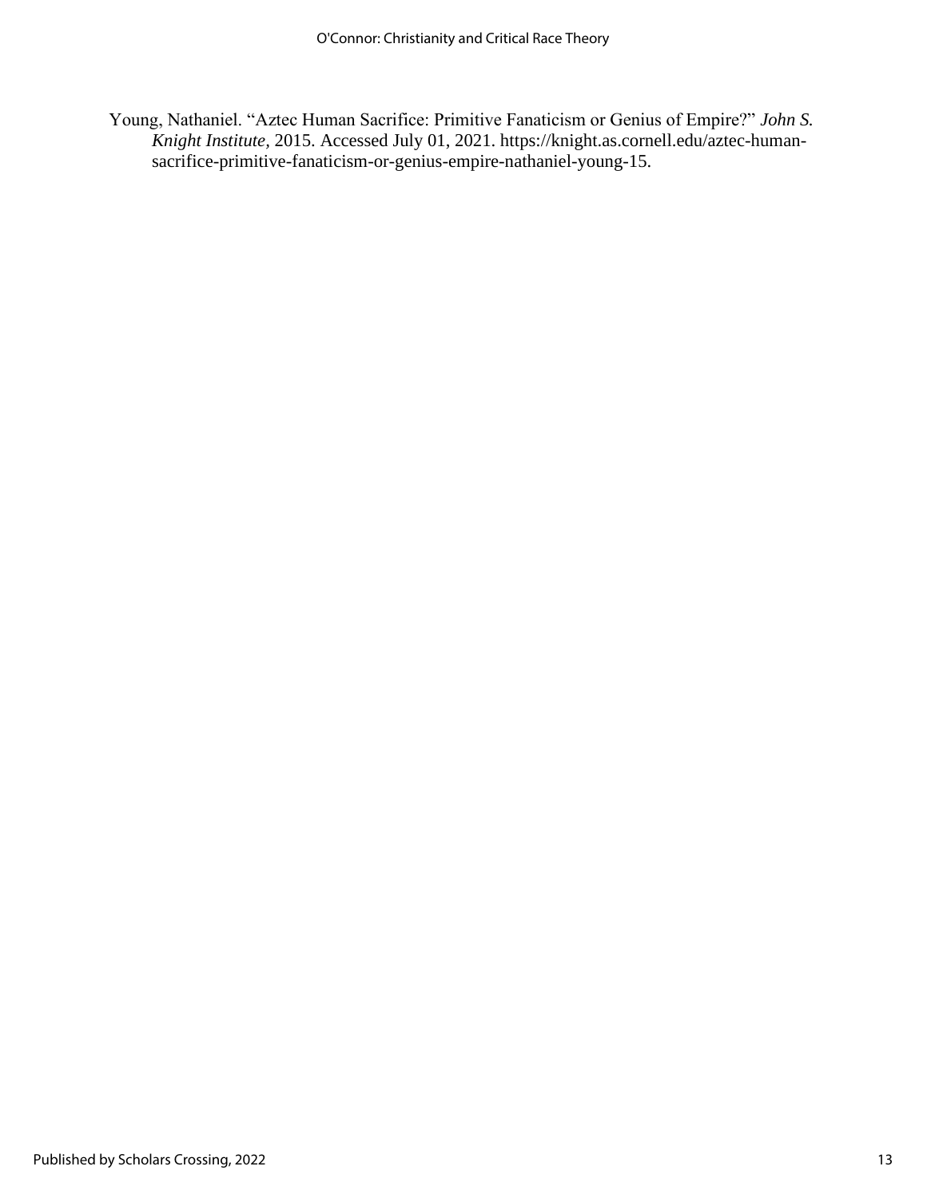Young, Nathaniel. "Aztec Human Sacrifice: Primitive Fanaticism or Genius of Empire?" *John S. Knight Institute,* 2015. Accessed July 01, 2021. https://knight.as.cornell.edu/aztec-human-sacrifice-primitive-fanaticism-or-genius-empire-nathaniel-young-15.